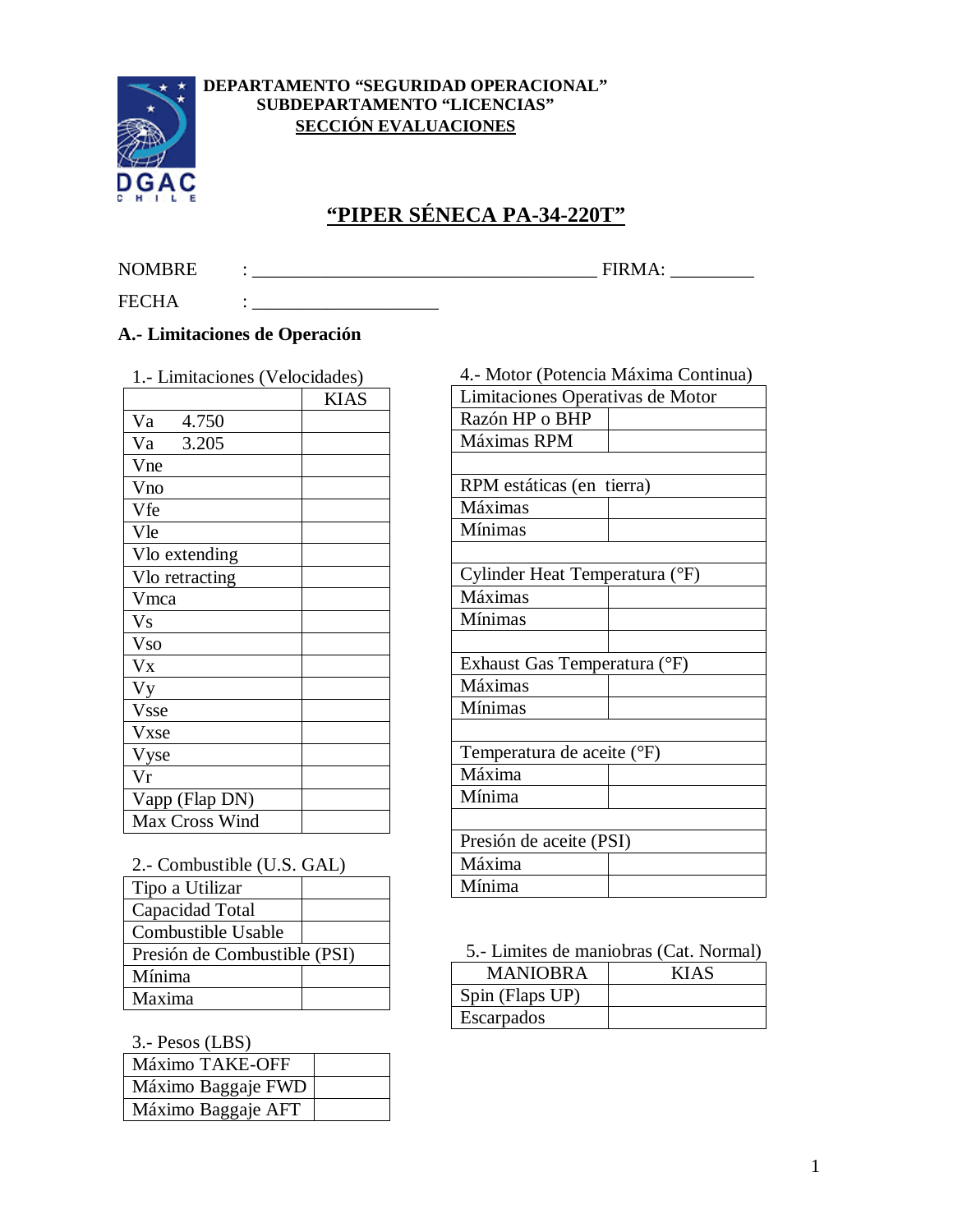**DEPARTAMENTO "SEGURIDAD OPERACIONAL"**
**SUBDEPARTAMENTO "LICENCIAS"**
**SECCIÓN EVALUACIONES**

# "PIPER SÉNECA PA-34-220T"

NOMBRE : ____________________________________ FIRMA: _________

FECHA : ____________________

## A.- Limitaciones de Operación

1.- Limitaciones (Velocidades)

| | KIAS |
|---|---|
| Va 4.750 | |
| Va 3.205 | |
| Vne | |
| Vno | |
| Vfe | |
| Vle | |
| Vlo extending | |
| Vlo retracting | |
| Vmca | |
| Vs | |
| Vso | |
| Vx | |
| Vy | |
| Vsse | |
| Vxse | |
| Vyse | |
| Vr | |
| Vapp (Flap DN) | |
| Max Cross Wind | |

2.- Combustible (U.S. GAL)

| Tipo a Utilizar | |
|---|---|
| Capacidad Total | |
| Combustible Usable | |
| Presión de Combustible (PSI) | |
| Mínima | |
| Maxima | |

3.- Pesos (LBS)

| Máximo TAKE-OFF | |
|---|---|
| Máximo Baggaje FWD | |
| Máximo Baggaje AFT | |

4.- Motor (Potencia Máxima Continua)

| Limitaciones Operativas de Motor | |
|---|---|
| Razón HP o BHP | |
| Máximas RPM | |
| | |
| RPM estáticas (en tierra) | |
| Máximas | |
| Mínimas | |
| | |
| Cylinder Heat Temperatura (°F) | |
| Máximas | |
| Mínimas | |
| | |
| Exhaust Gas Temperatura (°F) | |
| Máximas | |
| Mínimas | |
| | |
| Temperatura de aceite (°F) | |
| Máxima | |
| Mínima | |
| | |
| Presión de aceite (PSI) | |
| Máxima | |
| Mínima | |

5.- Limites de maniobras (Cat. Normal)

| MANIOBRA | KIAS |
|---|---|
| Spin (Flaps UP) | |
| Escarpados | |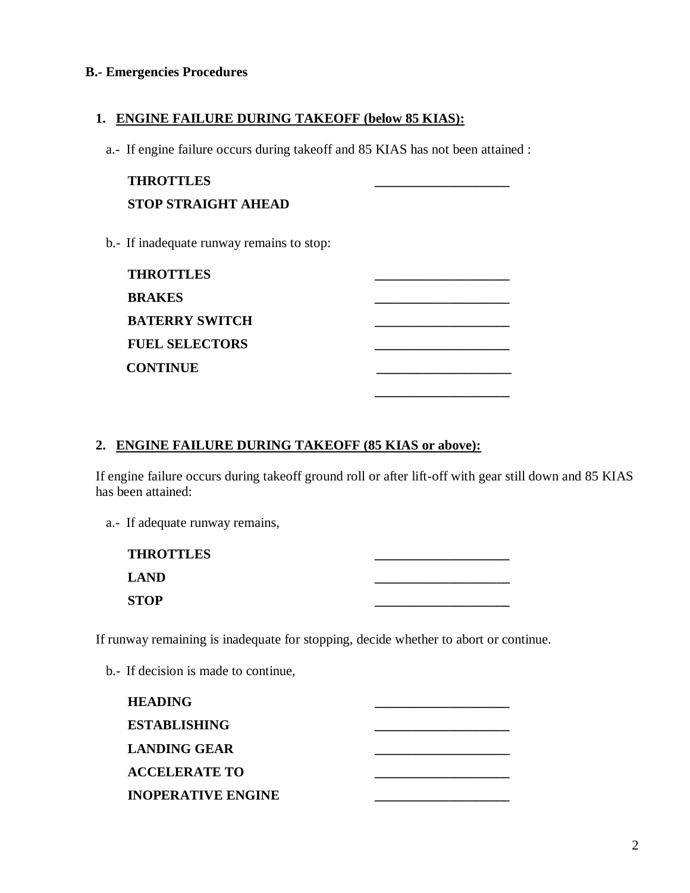**B.- Emergencies Procedures**

1. **ENGINE FAILURE DURING TAKEOFF (below 85 KIAS):**

   a.- If engine failure occurs during takeoff and 85 KIAS has not been attained :

   **THROTTLES** ____________________

   **STOP STRAIGHT AHEAD**

   b.- If inadequate runway remains to stop:

   **THROTTLES** ____________________

   **BRAKES** ____________________

   **BATERRY SWITCH** ____________________

   **FUEL SELECTORS** ____________________

   **CONTINUE** ____________________

   ____________________

2. **ENGINE FAILURE DURING TAKEOFF (85 KIAS or above):**

   If engine failure occurs during takeoff ground roll or after lift-off with gear still down and 85 KIAS has been attained:

   a.- If adequate runway remains,

   **THROTTLES** ____________________

   **LAND** ____________________

   **STOP** ____________________

   If runway remaining is inadequate for stopping, decide whether to abort or continue.

   b.- If decision is made to continue,

   **HEADING** ____________________

   **ESTABLISHING** ____________________

   **LANDING GEAR** ____________________

   **ACCELERATE TO** ____________________

   **INOPERATIVE ENGINE** ____________________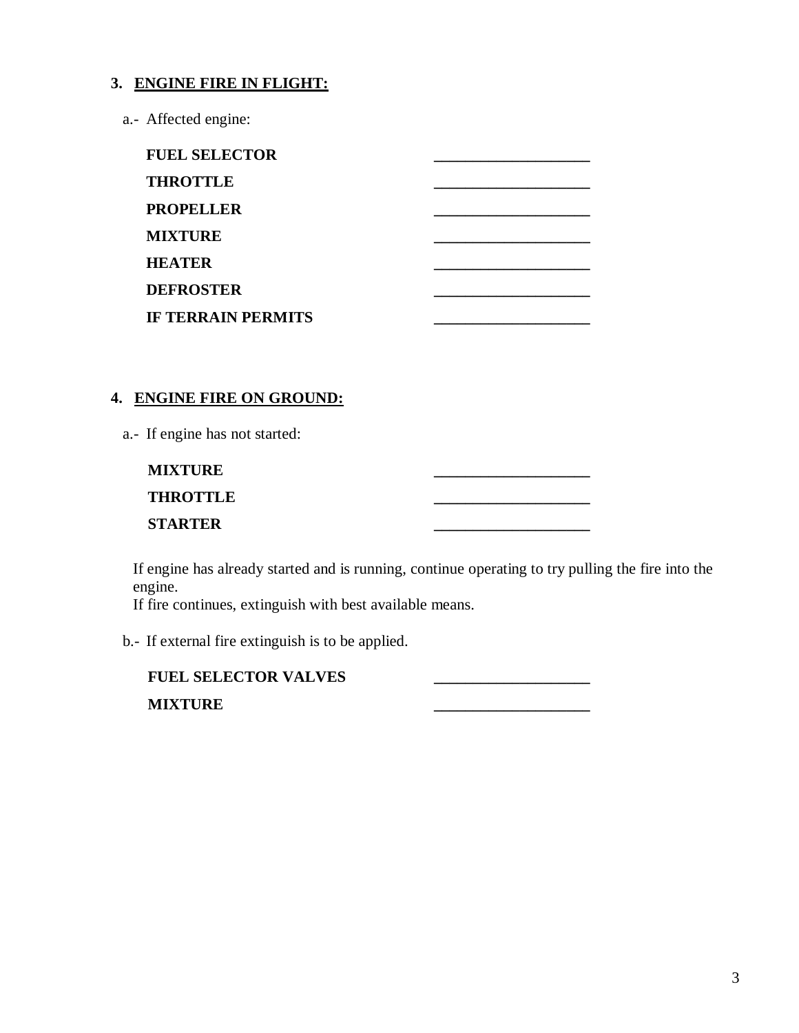## 3. ENGINE FIRE IN FLIGHT:

a.- Affected engine:

| | |
|---|---|
| **FUEL SELECTOR** | ____________________ |
| **THROTTLE** | ____________________ |
| **PROPELLER** | ____________________ |
| **MIXTURE** | ____________________ |
| **HEATER** | ____________________ |
| **DEFROSTER** | ____________________ |
| **IF TERRAIN PERMITS** | ____________________ |

## 4. ENGINE FIRE ON GROUND:

a.- If engine has not started:

| | |
|---|---|
| **MIXTURE** | ____________________ |
| **THROTTLE** | ____________________ |
| **STARTER** | ____________________ |

If engine has already started and is running, continue operating to try pulling the fire into the engine.
If fire continues, extinguish with best available means.

b.- If external fire extinguish is to be applied.

| | |
|---|---|
| **FUEL SELECTOR VALVES** | ____________________ |
| **MIXTURE** | ____________________ |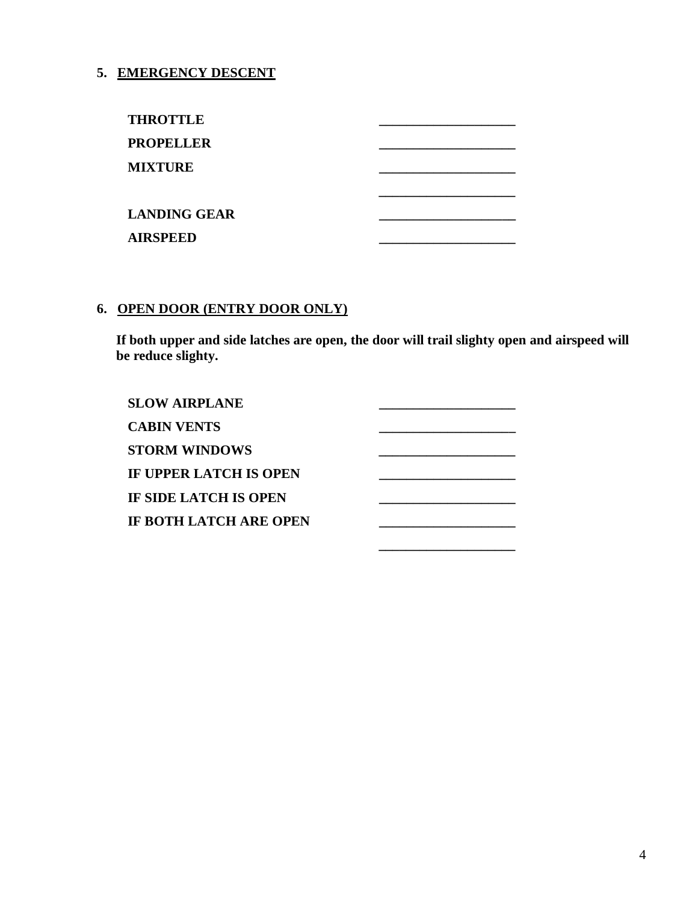**5. EMERGENCY DESCENT**

| | |
|---|---|
| **THROTTLE** | ____________________ |
| **PROPELLER** | ____________________ |
| **MIXTURE** | ____________________ |
| | ____________________ |
| **LANDING GEAR** | ____________________ |
| **AIRSPEED** | ____________________ |

**6. OPEN DOOR (ENTRY DOOR ONLY)**

**If both upper and side latches are open, the door will trail slighty open and airspeed will be reduce slighty.**

| | |
|---|---|
| **SLOW AIRPLANE** | ____________________ |
| **CABIN VENTS** | ____________________ |
| **STORM WINDOWS** | ____________________ |
| **IF UPPER LATCH IS OPEN** | ____________________ |
| **IF SIDE LATCH IS OPEN** | ____________________ |
| **IF BOTH LATCH ARE OPEN** | ____________________ |
| | ____________________ |